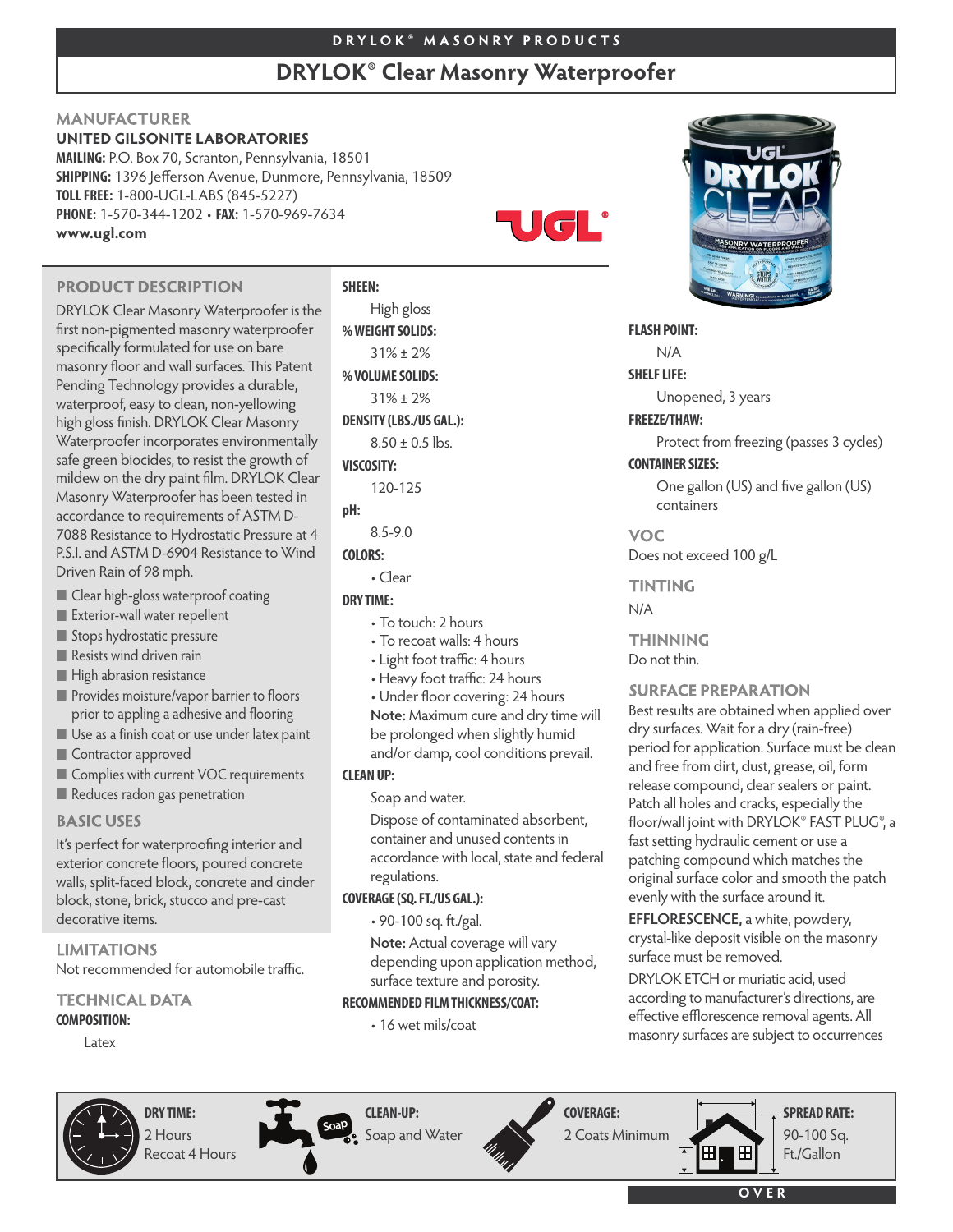DRYLOK® MASONRY PRODUCTS

# DRYLOK® Clear Masonry Waterproofer

## MANUFACTURER

**UNITED GILSONITE LABORATORIES**
**MAILING:** P.O. Box 70, Scranton, Pennsylvania, 18501
**SHIPPING:** 1396 Jefferson Avenue, Dunmore, Pennsylvania, 18509
**TOLL FREE:** 1-800-UGL-LABS (845-5227)
**PHONE:** 1-570-344-1202 • **FAX:** 1-570-969-7634
**www.ugl.com**

## PRODUCT DESCRIPTION

DRYLOK Clear Masonry Waterproofer is the first non-pigmented masonry waterproofer specifically formulated for use on bare masonry floor and wall surfaces. This Patent Pending Technology provides a durable, waterproof, easy to clean, non-yellowing high gloss finish. DRYLOK Clear Masonry Waterproofer incorporates environmentally safe green biocides, to resist the growth of mildew on the dry paint film. DRYLOK Clear Masonry Waterproofer has been tested in accordance to requirements of ASTM D-7088 Resistance to Hydrostatic Pressure at 4 P.S.I. and ASTM D-6904 Resistance to Wind Driven Rain of 98 mph.

- Clear high-gloss waterproof coating
- Exterior-wall water repellent
- Stops hydrostatic pressure
- Resists wind driven rain
- High abrasion resistance
- Provides moisture/vapor barrier to floors prior to appling a adhesive and flooring
- Use as a finish coat or use under latex paint
- Contractor approved
- Complies with current VOC requirements
- Reduces radon gas penetration

## BASIC USES

It's perfect for waterproofing interior and exterior concrete floors, poured concrete walls, split-faced block, concrete and cinder block, stone, brick, stucco and pre-cast decorative items.

## LIMITATIONS

Not recommended for automobile traffic.

## TECHNICAL DATA

**COMPOSITION:**
Latex

**SHEEN:**
High gloss

**% WEIGHT SOLIDS:**
31% ± 2%

**% VOLUME SOLIDS:**
31% ± 2%

**DENSITY (LBS./US GAL.):**
8.50 ± 0.5 lbs.

**VISCOSITY:**
120-125

**pH:**
8.5-9.0

**COLORS:**
- Clear

**DRY TIME:**
- To touch: 2 hours
- To recoat walls: 4 hours
- Light foot traffic: 4 hours
- Heavy foot traffic: 24 hours
- Under floor covering: 24 hours

**Note:** Maximum cure and dry time will be prolonged when slightly humid and/or damp, cool conditions prevail.

**CLEAN UP:**
Soap and water.

Dispose of contaminated absorbent, container and unused contents in accordance with local, state and federal regulations.

**COVERAGE (SQ. FT./US GAL.):**
- 90-100 sq. ft./gal.

**Note:** Actual coverage will vary depending upon application method, surface texture and porosity.

**RECOMMENDED FILM THICKNESS/COAT:**
- 16 wet mils/coat

**FLASH POINT:**
N/A

**SHELF LIFE:**
Unopened, 3 years

**FREEZE/THAW:**
Protect from freezing (passes 3 cycles)

**CONTAINER SIZES:**
One gallon (US) and five gallon (US) containers

## VOC

Does not exceed 100 g/L

## TINTING

N/A

## THINNING

Do not thin.

## SURFACE PREPARATION

Best results are obtained when applied over dry surfaces. Wait for a dry (rain-free) period for application. Surface must be clean and free from dirt, dust, grease, oil, form release compound, clear sealers or paint. Patch all holes and cracks, especially the floor/wall joint with DRYLOK® FAST PLUG®, a fast setting hydraulic cement or use a patching compound which matches the original surface color and smooth the patch evenly with the surface around it.

**EFFLORESCENCE,** a white, powdery, crystal-like deposit visible on the masonry surface must be removed.

DRYLOK ETCH or muriatic acid, used according to manufacturer's directions, are effective efflorescence removal agents. All masonry surfaces are subject to occurrences

**DRY TIME:** 2 Hours, Recoat 4 Hours

**CLEAN-UP:** Soap and Water

**COVERAGE:** 2 Coats Minimum

**SPREAD RATE:** 90-100 Sq. Ft./Gallon

OVER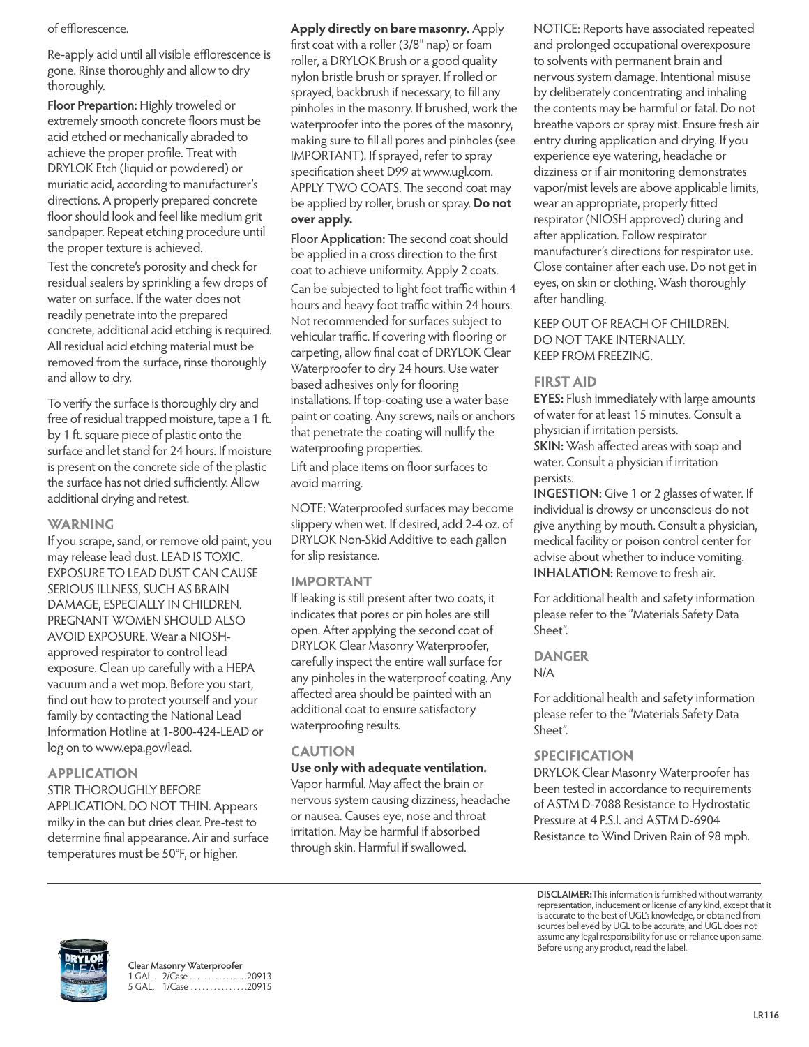of efflorescence.

Re-apply acid until all visible efflorescence is gone. Rinse thoroughly and allow to dry thoroughly.

**Floor Prepartion:** Highly troweled or extremely smooth concrete floors must be acid etched or mechanically abraded to achieve the proper profile. Treat with DRYLOK Etch (liquid or powdered) or muriatic acid, according to manufacturer's directions. A properly prepared concrete floor should look and feel like medium grit sandpaper. Repeat etching procedure until the proper texture is achieved.

Test the concrete's porosity and check for residual sealers by sprinkling a few drops of water on surface. If the water does not readily penetrate into the prepared concrete, additional acid etching is required. All residual acid etching material must be removed from the surface, rinse thoroughly and allow to dry.

To verify the surface is thoroughly dry and free of residual trapped moisture, tape a 1 ft. by 1 ft. square piece of plastic onto the surface and let stand for 24 hours. If moisture is present on the concrete side of the plastic the surface has not dried sufficiently. Allow additional drying and retest.

## WARNING

If you scrape, sand, or remove old paint, you may release lead dust. LEAD IS TOXIC. EXPOSURE TO LEAD DUST CAN CAUSE SERIOUS ILLNESS, SUCH AS BRAIN DAMAGE, ESPECIALLY IN CHILDREN. PREGNANT WOMEN SHOULD ALSO AVOID EXPOSURE. Wear a NIOSH-approved respirator to control lead exposure. Clean up carefully with a HEPA vacuum and a wet mop. Before you start, find out how to protect yourself and your family by contacting the National Lead Information Hotline at 1-800-424-LEAD or log on to www.epa.gov/lead.

## APPLICATION

STIR THOROUGHLY BEFORE APPLICATION. DO NOT THIN. Appears milky in the can but dries clear. Pre-test to determine final appearance. Air and surface temperatures must be 50°F, or higher.

**Apply directly on bare masonry.** Apply first coat with a roller (3/8" nap) or foam roller, a DRYLOK Brush or a good quality nylon bristle brush or sprayer. If rolled or sprayed, backbrush if necessary, to fill any pinholes in the masonry. If brushed, work the waterproofer into the pores of the masonry, making sure to fill all pores and pinholes (see IMPORTANT). If sprayed, refer to spray specification sheet D99 at www.ugl.com. APPLY TWO COATS. The second coat may be applied by roller, brush or spray. **Do not over apply.**

**Floor Application:** The second coat should be applied in a cross direction to the first coat to achieve uniformity. Apply 2 coats.

Can be subjected to light foot traffic within 4 hours and heavy foot traffic within 24 hours. Not recommended for surfaces subject to vehicular traffic. If covering with flooring or carpeting, allow final coat of DRYLOK Clear Waterproofer to dry 24 hours. Use water based adhesives only for flooring installations. If top-coating use a water base paint or coating. Any screws, nails or anchors that penetrate the coating will nullify the waterproofing properties.

Lift and place items on floor surfaces to avoid marring.

NOTE: Waterproofed surfaces may become slippery when wet. If desired, add 2-4 oz. of DRYLOK Non-Skid Additive to each gallon for slip resistance.

## IMPORTANT

If leaking is still present after two coats, it indicates that pores or pin holes are still open. After applying the second coat of DRYLOK Clear Masonry Waterproofer, carefully inspect the entire wall surface for any pinholes in the waterproof coating. Any affected area should be painted with an additional coat to ensure satisfactory waterproofing results.

## CAUTION

**Use only with adequate ventilation.**

Vapor harmful. May affect the brain or nervous system causing dizziness, headache or nausea. Causes eye, nose and throat irritation. May be harmful if absorbed through skin. Harmful if swallowed.

NOTICE: Reports have associated repeated and prolonged occupational overexposure to solvents with permanent brain and nervous system damage. Intentional misuse by deliberately concentrating and inhaling the contents may be harmful or fatal. Do not breathe vapors or spray mist. Ensure fresh air entry during application and drying. If you experience eye watering, headache or dizziness or if air monitoring demonstrates vapor/mist levels are above applicable limits, wear an appropriate, properly fitted respirator (NIOSH approved) during and after application. Follow respirator manufacturer's directions for respirator use. Close container after each use. Do not get in eyes, on skin or clothing. Wash thoroughly after handling.

KEEP OUT OF REACH OF CHILDREN.
DO NOT TAKE INTERNALLY.
KEEP FROM FREEZING.

## FIRST AID

**EYES:** Flush immediately with large amounts of water for at least 15 minutes. Consult a physician if irritation persists.
**SKIN:** Wash affected areas with soap and water. Consult a physician if irritation persists.
**INGESTION:** Give 1 or 2 glasses of water. If individual is drowsy or unconscious do not give anything by mouth. Consult a physician, medical facility or poison control center for advise about whether to induce vomiting.
**INHALATION:** Remove to fresh air.

For additional health and safety information please refer to the "Materials Safety Data Sheet".

## DANGER

N/A

For additional health and safety information please refer to the "Materials Safety Data Sheet".

## SPECIFICATION

DRYLOK Clear Masonry Waterproofer has been tested in accordance to requirements of ASTM D-7088 Resistance to Hydrostatic Pressure at 4 P.S.I. and ASTM D-6904 Resistance to Wind Driven Rain of 98 mph.

**DISCLAIMER:** This information is furnished without warranty, representation, inducement or license of any kind, except that it is accurate to the best of UGL's knowledge, or obtained from sources believed by UGL to be accurate, and UGL does not assume any legal responsibility for use or reliance upon same. Before using any product, read the label.

**Clear Masonry Waterproofer**
1 GAL. 2/Case ................ 20913
5 GAL. 1/Case ............... 20915

LR116